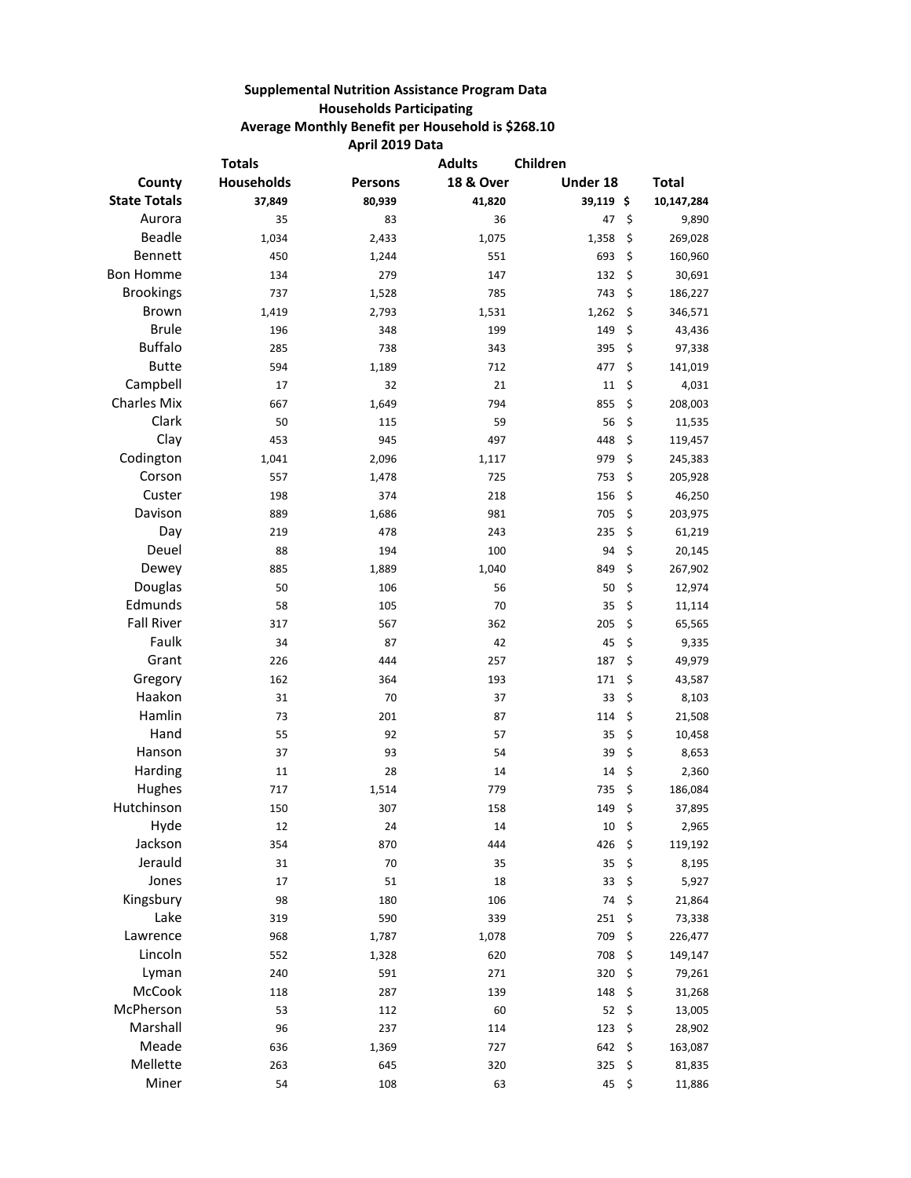**Supplemental Nutrition Assistance Program Data**

**Households Participating**

**Average Monthly Benefit per Household is $268.10**

**April 2019 Data**

| County | Totals Households | Persons | Adults 18 & Over | Children Under 18 | Total |
|---|---|---|---|---|---|
| **State Totals** | **37,849** | **80,939** | **41,820** | **39,119** | **$ 10,147,284** |
| Aurora | 35 | 83 | 36 | 47 | $ 9,890 |
| Beadle | 1,034 | 2,433 | 1,075 | 1,358 | $ 269,028 |
| Bennett | 450 | 1,244 | 551 | 693 | $ 160,960 |
| Bon Homme | 134 | 279 | 147 | 132 | $ 30,691 |
| Brookings | 737 | 1,528 | 785 | 743 | $ 186,227 |
| Brown | 1,419 | 2,793 | 1,531 | 1,262 | $ 346,571 |
| Brule | 196 | 348 | 199 | 149 | $ 43,436 |
| Buffalo | 285 | 738 | 343 | 395 | $ 97,338 |
| Butte | 594 | 1,189 | 712 | 477 | $ 141,019 |
| Campbell | 17 | 32 | 21 | 11 | $ 4,031 |
| Charles Mix | 667 | 1,649 | 794 | 855 | $ 208,003 |
| Clark | 50 | 115 | 59 | 56 | $ 11,535 |
| Clay | 453 | 945 | 497 | 448 | $ 119,457 |
| Codington | 1,041 | 2,096 | 1,117 | 979 | $ 245,383 |
| Corson | 557 | 1,478 | 725 | 753 | $ 205,928 |
| Custer | 198 | 374 | 218 | 156 | $ 46,250 |
| Davison | 889 | 1,686 | 981 | 705 | $ 203,975 |
| Day | 219 | 478 | 243 | 235 | $ 61,219 |
| Deuel | 88 | 194 | 100 | 94 | $ 20,145 |
| Dewey | 885 | 1,889 | 1,040 | 849 | $ 267,902 |
| Douglas | 50 | 106 | 56 | 50 | $ 12,974 |
| Edmunds | 58 | 105 | 70 | 35 | $ 11,114 |
| Fall River | 317 | 567 | 362 | 205 | $ 65,565 |
| Faulk | 34 | 87 | 42 | 45 | $ 9,335 |
| Grant | 226 | 444 | 257 | 187 | $ 49,979 |
| Gregory | 162 | 364 | 193 | 171 | $ 43,587 |
| Haakon | 31 | 70 | 37 | 33 | $ 8,103 |
| Hamlin | 73 | 201 | 87 | 114 | $ 21,508 |
| Hand | 55 | 92 | 57 | 35 | $ 10,458 |
| Hanson | 37 | 93 | 54 | 39 | $ 8,653 |
| Harding | 11 | 28 | 14 | 14 | $ 2,360 |
| Hughes | 717 | 1,514 | 779 | 735 | $ 186,084 |
| Hutchinson | 150 | 307 | 158 | 149 | $ 37,895 |
| Hyde | 12 | 24 | 14 | 10 | $ 2,965 |
| Jackson | 354 | 870 | 444 | 426 | $ 119,192 |
| Jerauld | 31 | 70 | 35 | 35 | $ 8,195 |
| Jones | 17 | 51 | 18 | 33 | $ 5,927 |
| Kingsbury | 98 | 180 | 106 | 74 | $ 21,864 |
| Lake | 319 | 590 | 339 | 251 | $ 73,338 |
| Lawrence | 968 | 1,787 | 1,078 | 709 | $ 226,477 |
| Lincoln | 552 | 1,328 | 620 | 708 | $ 149,147 |
| Lyman | 240 | 591 | 271 | 320 | $ 79,261 |
| McCook | 118 | 287 | 139 | 148 | $ 31,268 |
| McPherson | 53 | 112 | 60 | 52 | $ 13,005 |
| Marshall | 96 | 237 | 114 | 123 | $ 28,902 |
| Meade | 636 | 1,369 | 727 | 642 | $ 163,087 |
| Mellette | 263 | 645 | 320 | 325 | $ 81,835 |
| Miner | 54 | 108 | 63 | 45 | $ 11,886 |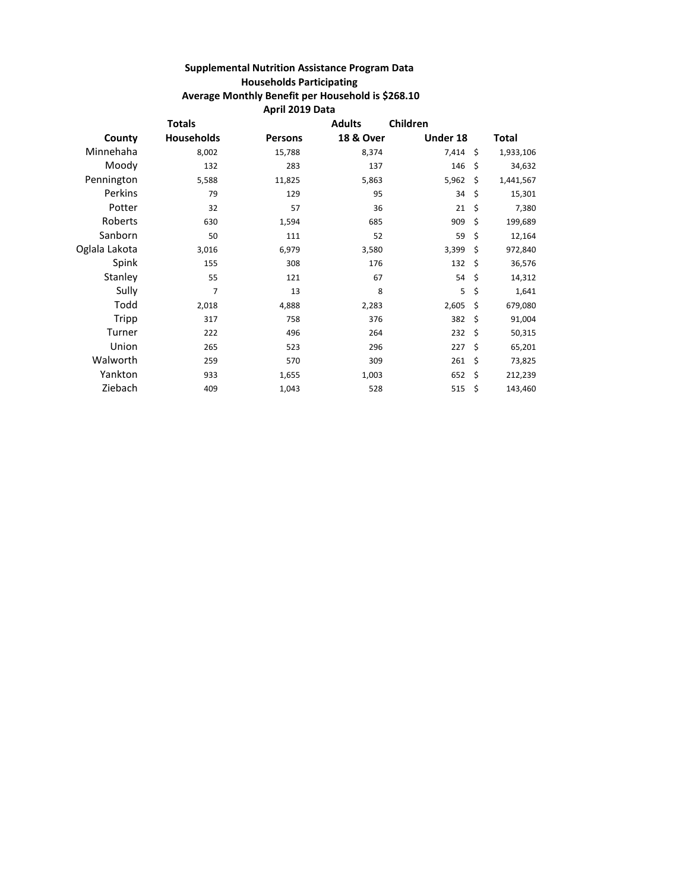**Supplemental Nutrition Assistance Program Data**
**Households Participating**
**Average Monthly Benefit per Household is $268.10**
**April 2019 Data**

| County | Totals Households | Persons | Adults 18 & Over | Children Under 18 | Total |
|---|---|---|---|---|---|
| Minnehaha | 8,002 | 15,788 | 8,374 | 7,414 | $ 1,933,106 |
| Moody | 132 | 283 | 137 | 146 | $ 34,632 |
| Pennington | 5,588 | 11,825 | 5,863 | 5,962 | $ 1,441,567 |
| Perkins | 79 | 129 | 95 | 34 | $ 15,301 |
| Potter | 32 | 57 | 36 | 21 | $ 7,380 |
| Roberts | 630 | 1,594 | 685 | 909 | $ 199,689 |
| Sanborn | 50 | 111 | 52 | 59 | $ 12,164 |
| Oglala Lakota | 3,016 | 6,979 | 3,580 | 3,399 | $ 972,840 |
| Spink | 155 | 308 | 176 | 132 | $ 36,576 |
| Stanley | 55 | 121 | 67 | 54 | $ 14,312 |
| Sully | 7 | 13 | 8 | 5 | $ 1,641 |
| Todd | 2,018 | 4,888 | 2,283 | 2,605 | $ 679,080 |
| Tripp | 317 | 758 | 376 | 382 | $ 91,004 |
| Turner | 222 | 496 | 264 | 232 | $ 50,315 |
| Union | 265 | 523 | 296 | 227 | $ 65,201 |
| Walworth | 259 | 570 | 309 | 261 | $ 73,825 |
| Yankton | 933 | 1,655 | 1,003 | 652 | $ 212,239 |
| Ziebach | 409 | 1,043 | 528 | 515 | $ 143,460 |